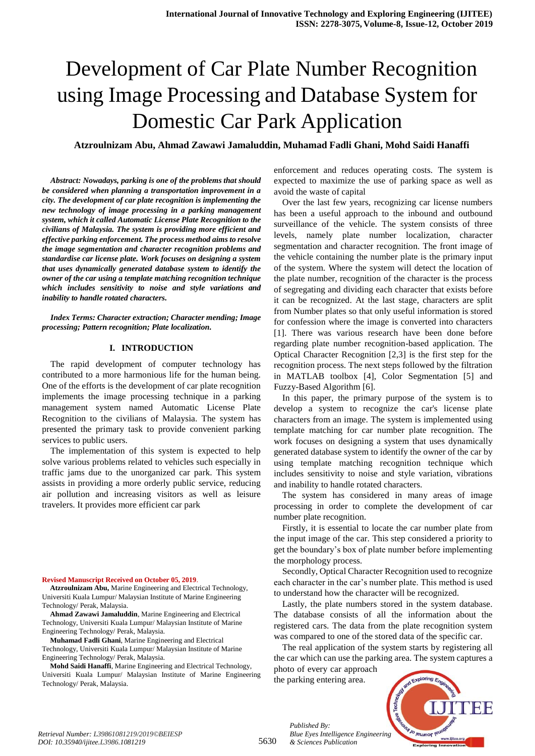# Development of Car Plate Number Recognition using Image Processing and Database System for Domestic Car Park Application

**Atzroulnizam Abu, Ahmad Zawawi Jamaluddin, Muhamad Fadli Ghani, Mohd Saidi Hanaffi**

***Abstract: Nowadays, parking is one of the problems that should be considered when planning a transportation improvement in a city. The development of car plate recognition is implementing the new technology of image processing in a parking management system, which it called Automatic License Plate Recognition to the civilians of Malaysia. The system is providing more efficient and effective parking enforcement. The process method aims to resolve the image segmentation and character recognition problems and standardise car license plate. Work focuses on designing a system that uses dynamically generated database system to identify the owner of the car using a template matching recognition technique which includes sensitivity to noise and style variations and inability to handle rotated characters.***

***Index Terms: Character extraction; Character mending; Image processing; Pattern recognition; Plate localization.***

## I. INTRODUCTION

The rapid development of computer technology has contributed to a more harmonious life for the human being. One of the efforts is the development of car plate recognition implements the image processing technique in a parking management system named Automatic License Plate Recognition to the civilians of Malaysia. The system has presented the primary task to provide convenient parking services to public users.

The implementation of this system is expected to help solve various problems related to vehicles such especially in traffic jams due to the unorganized car park. This system assists in providing a more orderly public service, reducing air pollution and increasing visitors as well as leisure travelers. It provides more efficient car park enforcement and reduces operating costs. The system is expected to maximize the use of parking space as well as avoid the waste of capital

Over the last few years, recognizing car license numbers has been a useful approach to the inbound and outbound surveillance of the vehicle. The system consists of three levels, namely plate number localization, character segmentation and character recognition. The front image of the vehicle containing the number plate is the primary input of the system. Where the system will detect the location of the plate number, recognition of the character is the process of segregating and dividing each character that exists before it can be recognized. At the last stage, characters are split from Number plates so that only useful information is stored for confession where the image is converted into characters [1]. There was various research have been done before regarding plate number recognition-based application. The Optical Character Recognition [2,3] is the first step for the recognition process. The next steps followed by the filtration in MATLAB toolbox [4], Color Segmentation [5] and Fuzzy-Based Algorithm [6].

In this paper, the primary purpose of the system is to develop a system to recognize the car's license plate characters from an image. The system is implemented using template matching for car number plate recognition. The work focuses on designing a system that uses dynamically generated database system to identify the owner of the car by using template matching recognition technique which includes sensitivity to noise and style variation, vibrations and inability to handle rotated characters.

The system has considered in many areas of image processing in order to complete the development of car number plate recognition.

Firstly, it is essential to locate the car number plate from the input image of the car. This step considered a priority to get the boundary's box of plate number before implementing the morphology process.

Secondly, Optical Character Recognition used to recognize each character in the car's number plate. This method is used to understand how the character will be recognized.

Lastly, the plate numbers stored in the system database. The database consists of all the information about the registered cars. The data from the plate recognition system was compared to one of the stored data of the specific car.

The real application of the system starts by registering all the car which can use the parking area. The system captures a photo of every car approach the parking entering area.

Revised Manuscript Received on October 05, 2019.

**Atzroulnizam Abu,** Marine Engineering and Electrical Technology, Universiti Kuala Lumpur/ Malaysian Institute of Marine Engineering Technology/ Perak, Malaysia.

**Ahmad Zawawi Jamaluddin**, Marine Engineering and Electrical Technology, Universiti Kuala Lumpur/ Malaysian Institute of Marine Engineering Technology/ Perak, Malaysia.

**Muhamad Fadli Ghani**, Marine Engineering and Electrical Technology, Universiti Kuala Lumpur/ Malaysian Institute of Marine Engineering Technology/ Perak, Malaysia.

**Mohd Saidi Hanaffi**, Marine Engineering and Electrical Technology, Universiti Kuala Lumpur/ Malaysian Institute of Marine Engineering Technology/ Perak, Malaysia.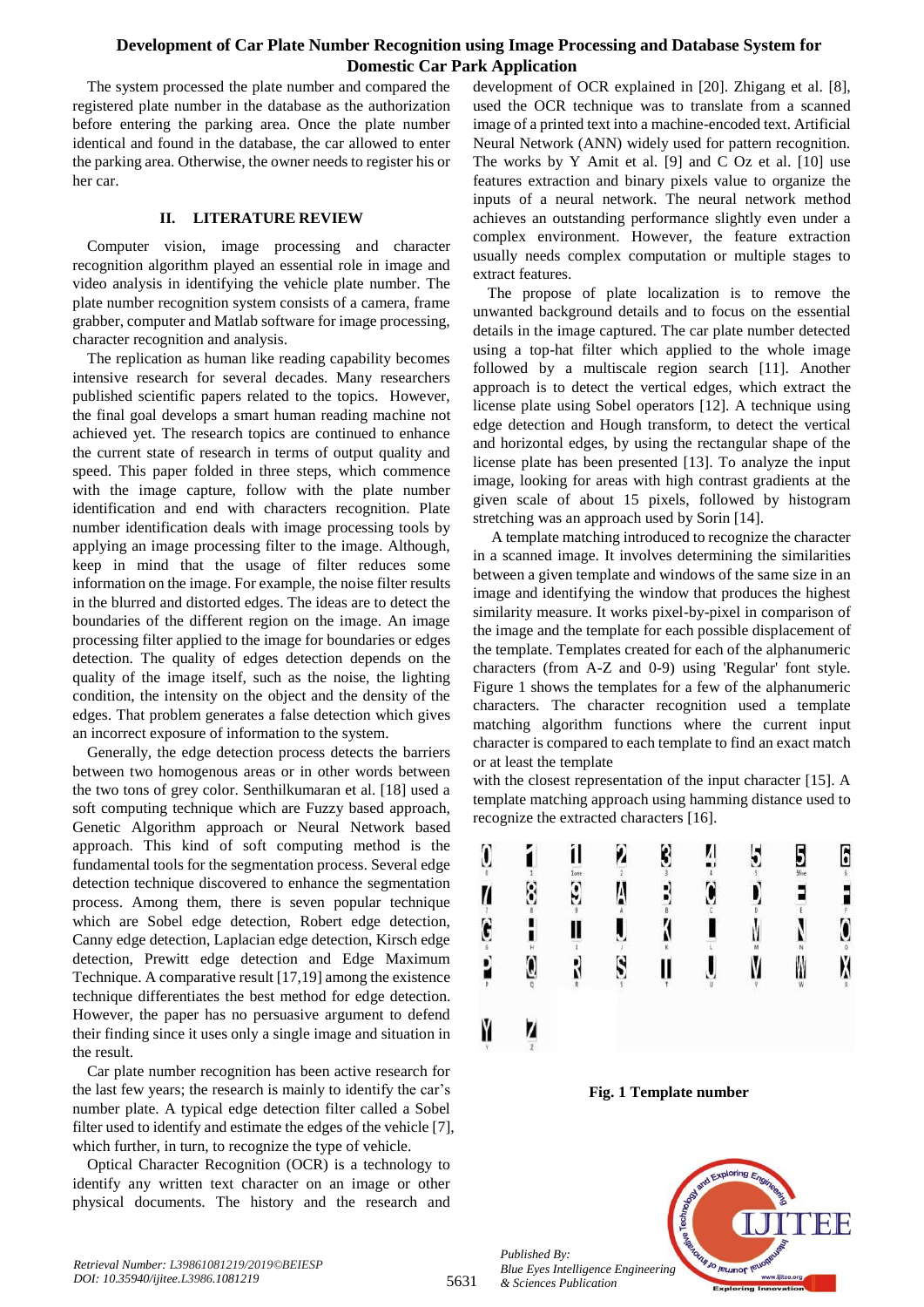The system processed the plate number and compared the registered plate number in the database as the authorization before entering the parking area. Once the plate number identical and found in the database, the car allowed to enter the parking area. Otherwise, the owner needs to register his or her car.

## II. LITERATURE REVIEW

Computer vision, image processing and character recognition algorithm played an essential role in image and video analysis in identifying the vehicle plate number. The plate number recognition system consists of a camera, frame grabber, computer and Matlab software for image processing, character recognition and analysis.

The replication as human like reading capability becomes intensive research for several decades. Many researchers published scientific papers related to the topics. However, the final goal develops a smart human reading machine not achieved yet. The research topics are continued to enhance the current state of research in terms of output quality and speed. This paper folded in three steps, which commence with the image capture, follow with the plate number identification and end with characters recognition. Plate number identification deals with image processing tools by applying an image processing filter to the image. Although, keep in mind that the usage of filter reduces some information on the image. For example, the noise filter results in the blurred and distorted edges. The ideas are to detect the boundaries of the different region on the image. An image processing filter applied to the image for boundaries or edges detection. The quality of edges detection depends on the quality of the image itself, such as the noise, the lighting condition, the intensity on the object and the density of the edges. That problem generates a false detection which gives an incorrect exposure of information to the system.

Generally, the edge detection process detects the barriers between two homogenous areas or in other words between the two tons of grey color. Senthilkumaran et al. [18] used a soft computing technique which are Fuzzy based approach, Genetic Algorithm approach or Neural Network based approach. This kind of soft computing method is the fundamental tools for the segmentation process. Several edge detection technique discovered to enhance the segmentation process. Among them, there is seven popular technique which are Sobel edge detection, Robert edge detection, Canny edge detection, Laplacian edge detection, Kirsch edge detection, Prewitt edge detection and Edge Maximum Technique. A comparative result [17,19] among the existence technique differentiates the best method for edge detection. However, the paper has no persuasive argument to defend their finding since it uses only a single image and situation in the result.

Car plate number recognition has been active research for the last few years; the research is mainly to identify the car's number plate. A typical edge detection filter called a Sobel filter used to identify and estimate the edges of the vehicle [7], which further, in turn, to recognize the type of vehicle.

Optical Character Recognition (OCR) is a technology to identify any written text character on an image or other physical documents. The history and the research and development of OCR explained in [20]. Zhigang et al. [8], used the OCR technique was to translate from a scanned image of a printed text into a machine-encoded text. Artificial Neural Network (ANN) widely used for pattern recognition. The works by Y Amit et al. [9] and C Oz et al. [10] use features extraction and binary pixels value to organize the inputs of a neural network. The neural network method achieves an outstanding performance slightly even under a complex environment. However, the feature extraction usually needs complex computation or multiple stages to extract features.

The propose of plate localization is to remove the unwanted background details and to focus on the essential details in the image captured. The car plate number detected using a top-hat filter which applied to the whole image followed by a multiscale region search [11]. Another approach is to detect the vertical edges, which extract the license plate using Sobel operators [12]. A technique using edge detection and Hough transform, to detect the vertical and horizontal edges, by using the rectangular shape of the license plate has been presented [13]. To analyze the input image, looking for areas with high contrast gradients at the given scale of about 15 pixels, followed by histogram stretching was an approach used by Sorin [14].

A template matching introduced to recognize the character in a scanned image. It involves determining the similarities between a given template and windows of the same size in an image and identifying the window that produces the highest similarity measure. It works pixel-by-pixel in comparison of the image and the template for each possible displacement of the template. Templates created for each of the alphanumeric characters (from A-Z and 0-9) using 'Regular' font style. Figure 1 shows the templates for a few of the alphanumeric characters. The character recognition used a template matching algorithm functions where the current input character is compared to each template to find an exact match or at least the template with the closest representation of the input character [15]. A template matching approach using hamming distance used to recognize the extracted characters [16].

**Fig. 1 Template number**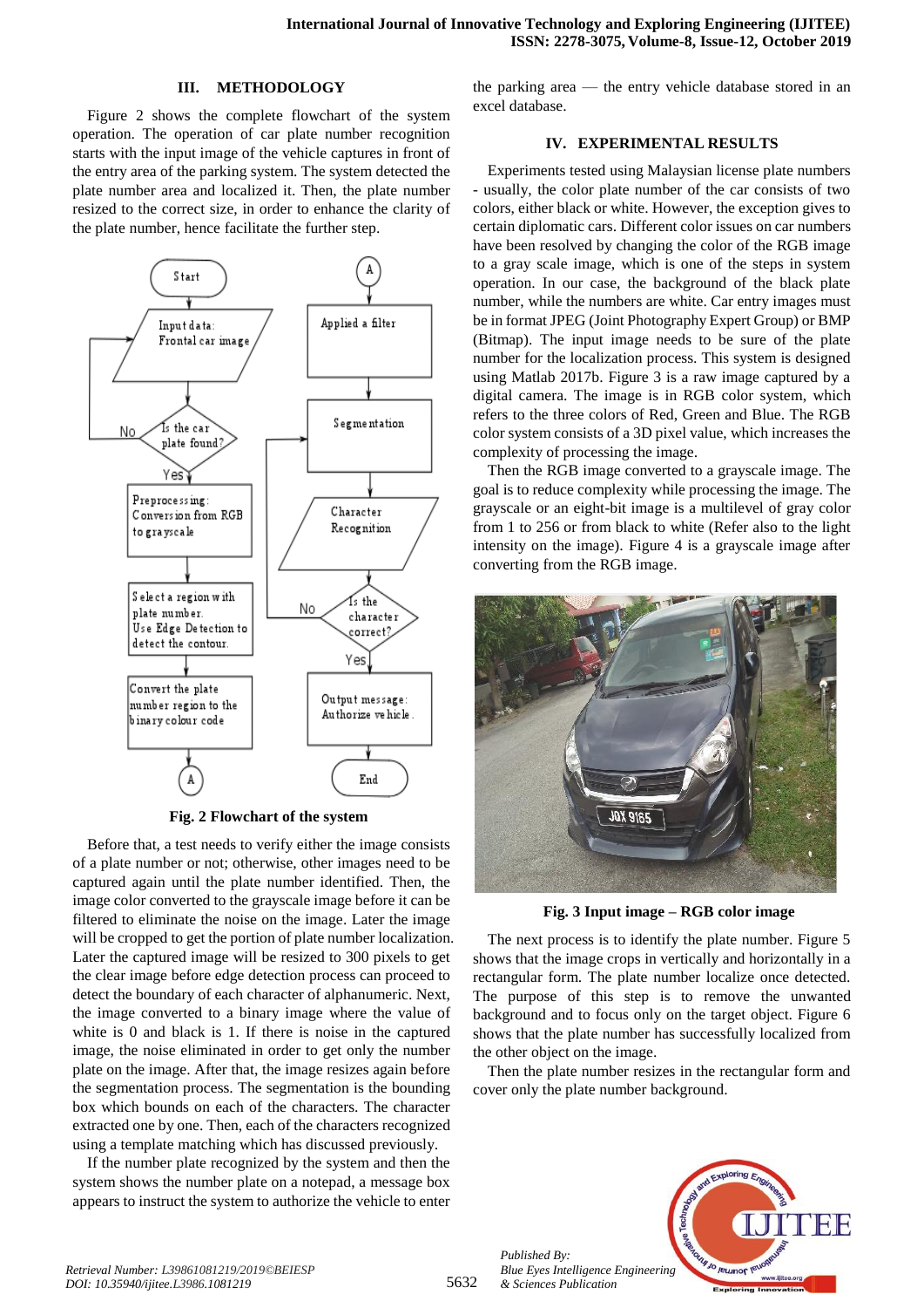## III. METHODOLOGY

Figure 2 shows the complete flowchart of the system operation. The operation of car plate number recognition starts with the input image of the vehicle captures in front of the entry area of the parking system. The system detected the plate number area and localized it. Then, the plate number resized to the correct size, in order to enhance the clarity of the plate number, hence facilitate the further step.

**Fig. 2 Flowchart of the system**

Before that, a test needs to verify either the image consists of a plate number or not; otherwise, other images need to be captured again until the plate number identified. Then, the image color converted to the grayscale image before it can be filtered to eliminate the noise on the image. Later the image will be cropped to get the portion of plate number localization. Later the captured image will be resized to 300 pixels to get the clear image before edge detection process can proceed to detect the boundary of each character of alphanumeric. Next, the image converted to a binary image where the value of white is 0 and black is 1. If there is noise in the captured image, the noise eliminated in order to get only the number plate on the image. After that, the image resizes again before the segmentation process. The segmentation is the bounding box which bounds on each of the characters. The character extracted one by one. Then, each of the characters recognized using a template matching which has discussed previously.

If the number plate recognized by the system and then the system shows the number plate on a notepad, a message box appears to instruct the system to authorize the vehicle to enter the parking area — the entry vehicle database stored in an excel database.

## IV. EXPERIMENTAL RESULTS

Experiments tested using Malaysian license plate numbers - usually, the color plate number of the car consists of two colors, either black or white. However, the exception gives to certain diplomatic cars. Different color issues on car numbers have been resolved by changing the color of the RGB image to a gray scale image, which is one of the steps in system operation. In our case, the background of the black plate number, while the numbers are white. Car entry images must be in format JPEG (Joint Photography Expert Group) or BMP (Bitmap). The input image needs to be sure of the plate number for the localization process. This system is designed using Matlab 2017b. Figure 3 is a raw image captured by a digital camera. The image is in RGB color system, which refers to the three colors of Red, Green and Blue. The RGB color system consists of a 3D pixel value, which increases the complexity of processing the image.

Then the RGB image converted to a grayscale image. The goal is to reduce complexity while processing the image. The grayscale or an eight-bit image is a multilevel of gray color from 1 to 256 or from black to white (Refer also to the light intensity on the image). Figure 4 is a grayscale image after converting from the RGB image.

**Fig. 3 Input image – RGB color image**

The next process is to identify the plate number. Figure 5 shows that the image crops in vertically and horizontally in a rectangular form. The plate number localize once detected. The purpose of this step is to remove the unwanted background and to focus only on the target object. Figure 6 shows that the plate number has successfully localized from the other object on the image.

Then the plate number resizes in the rectangular form and cover only the plate number background.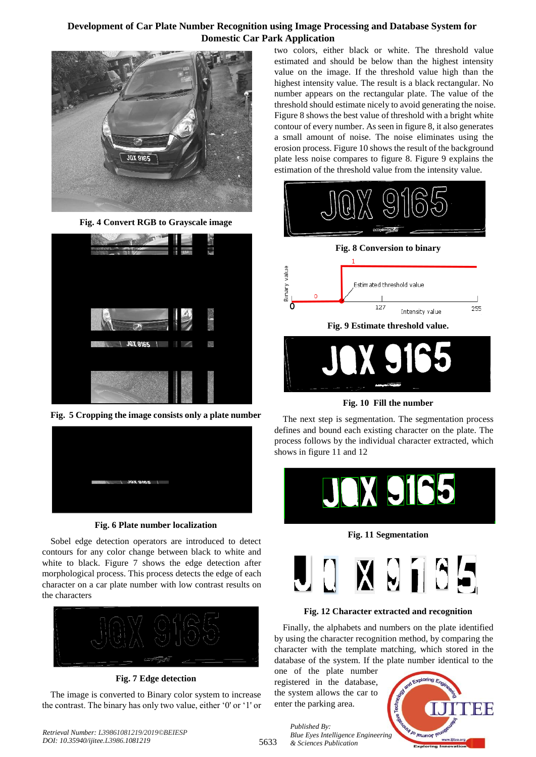Fig. 4 Convert RGB to Grayscale image

Fig. 5 Cropping the image consists only a plate number

Fig. 6 Plate number localization

Sobel edge detection operators are introduced to detect contours for any color change between black to white and white to black. Figure 7 shows the edge detection after morphological process. This process detects the edge of each character on a car plate number with low contrast results on the characters

Fig. 7 Edge detection

The image is converted to Binary color system to increase the contrast. The binary has only two value, either '0' or '1' or two colors, either black or white. The threshold value estimated and should be below than the highest intensity value on the image. If the threshold value high than the highest intensity value. The result is a black rectangular. No number appears on the rectangular plate. The value of the threshold should estimate nicely to avoid generating the noise. Figure 8 shows the best value of threshold with a bright white contour of every number. As seen in figure 8, it also generates a small amount of noise. The noise eliminates using the erosion process. Figure 10 shows the result of the background plate less noise compares to figure 8. Figure 9 explains the estimation of the threshold value from the intensity value.

Fig. 8 Conversion to binary

Fig. 9 Estimate threshold value.

Fig. 10 Fill the number

The next step is segmentation. The segmentation process defines and bound each existing character on the plate. The process follows by the individual character extracted, which shows in figure 11 and 12

Fig. 11 Segmentation

Fig. 12 Character extracted and recognition

Finally, the alphabets and numbers on the plate identified by using the character recognition method, by comparing the character with the template matching, which stored in the database of the system. If the plate number identical to the one of the plate number registered in the database, the system allows the car to enter the parking area.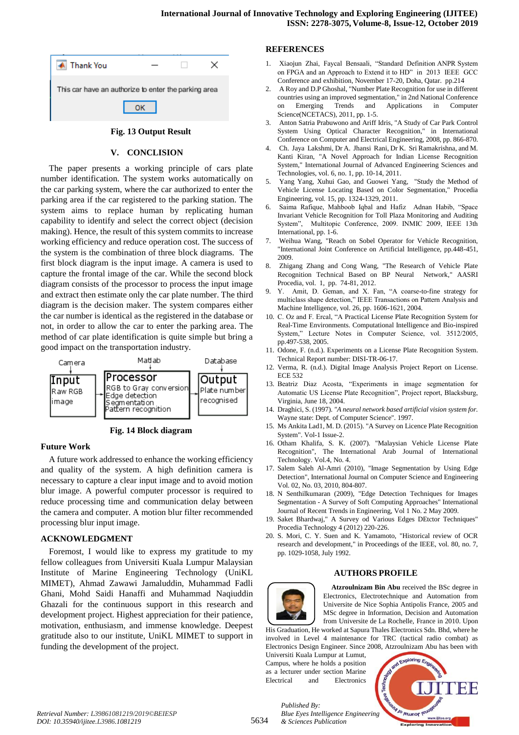Fig. 13 Output Result

## V. CONCLUSION

The paper presents a working principle of cars plate number identification. The system works automatically on the car parking system, where the car authorized to enter the parking area if the car registered to the parking station. The system aims to replace human by replicating human capability to identify and select the correct object (decision making). Hence, the result of this system commits to increase working efficiency and reduce operation cost. The success of the system is the combination of three block diagrams. The first block diagram is the input image. A camera is used to capture the frontal image of the car. While the second block diagram consists of the processor to process the input image and extract then estimate only the car plate number. The third diagram is the decision maker. The system compares either the car number is identical as the registered in the database or not, in order to allow the car to enter the parking area. The method of car plate identification is quite simple but bring a good impact on the transportation industry.

Fig. 14 Block diagram

### Future Work

A future work addressed to enhance the working efficiency and quality of the system. A high definition camera is necessary to capture a clear input image and to avoid motion blur image. A powerful computer processor is required to reduce processing time and communication delay between the camera and computer. A motion blur filter recommended processing blur input image.

### ACKNOWLEDGMENT

Foremost, I would like to express my gratitude to my fellow colleagues from Universiti Kuala Lumpur Malaysian Institute of Marine Engineering Technology (UniKL MIMET), Ahmad Zawawi Jamaluddin, Muhammad Fadli Ghani, Mohd Saidi Hanaffi and Muhammad Naqiuddin Ghazali for the continuous support in this research and development project. Highest appreciation for their patience, motivation, enthusiasm, and immense knowledge. Deepest gratitude also to our institute, UniKL MIMET to support in funding the development of the project.

## REFERENCES

1. Xiaojun Zhai, Faycal Bensaali, "Standard Definition ANPR System on FPGA and an Approach to Extend it to HD" in 2013 IEEE GCC Conference and exhibition, November 17-20, Doha, Qatar. pp.214
2. A Roy and D.P Ghoshal, "Number Plate Recognition for use in different countries using an improved segmentation," in 2nd National Conference on Emerging Trends and Applications in Computer Science(NCETACS), 2011, pp. 1-5.
3. Anton Satria Prabuwono and Ariff Idris, "A Study of Car Park Control System Using Optical Character Recognition," in International Conference on Computer and Electrical Engineering, 2008, pp. 866-870.
4. Ch. Jaya Lakshmi, Dr A. Jhansi Rani, Dr K. Sri Ramakrishna, and M. Kanti Kiran, "A Novel Approach for Indian License Recognition System," International Journal of Advanced Engineering Sciences and Technologies, vol. 6, no. 1, pp. 10-14, 2011.
5. Yang Yang, Xuhui Gao, and Guowei Yang, "Study the Method of Vehicle License Locating Based on Color Segmentation," Procedia Engineering, vol. 15, pp. 1324-1329, 2011.
6. Saima Rafique, Mahboob Iqbal and Hafiz Adnan Habib, "Space Invariant Vehicle Recognition for Toll Plaza Monitoring and Auditing System", Multitopic Conference, 2009. INMIC 2009, IEEE 13th International, pp. 1-6.
7. Weihua Wang, "Reach on Sobel Operator for Vehicle Recognition, "International Joint Conference on Artificial Intelligence, pp.448-451, 2009.
8. Zhigang Zhang and Cong Wang, "The Research of Vehicle Plate Recognition Technical Based on BP Neural Network," AASRI Procedia, vol. 1, pp. 74-81, 2012.
9. Y. Amit, D. Geman, and X. Fan, "A coarse-to-fine strategy for multiclass shape detection," IEEE Transactions on Pattern Analysis and Machine Intelligence, vol. 26, pp. 1606-1621, 2004.
10. C. Oz and F. Ercal, "A Practical License Plate Recognition System for Real-Time Environments. Computational Intelligence and Bio-inspired System," Lecture Notes in Computer Science, vol. 3512/2005, pp.497-538, 2005.
11. Odone, F. (n.d.). Experiments on a License Plate Recognition System. Technical Report number: DISI-TR-06-17.
12. Verma, R. (n.d.). Digital Image Analysis Project Report on License. ECE 532
13. Beatriz Diaz Acosta, "Experiments in image segmentation for Automatic US License Plate Recognition", Project report, Blacksburg, Virginia, June 18, 2004.
14. Draghici, S. (1997). *"A neural network based artificial vision system for.* Wayne state: Dept. of Computer Science". 1997.
15. Ms Ankita Lad1, M. D. (2015). "A Survey on Licence Plate Recognition System". Vol-1 Issue-2.
16. Otham Khalifa, S. K. (2007). "Malaysian Vehicle License Plate Recognition", The International Arab Journal of International Technology. Vol.4, No. 4.
17. Salem Saleh Al-Amri (2010), "Image Segmentation by Using Edge Detection", International Journal on Computer Science and Engineering Vol. 02, No. 03, 2010, 804-807.
18. N Senthilkumaran (2009), "Edge Detection Techniques for Images Segmentation - A Survey of Soft Computing Approaches" International Journal of Recent Trends in Engineering, Vol 1 No. 2 May 2009.
19. Saket Bhardwaj," A Survey od Various Edges DEtctor Techniques" Procedia Technology 4 (2012) 220-226.
20. S. Mori, C. Y. Suen and K. Yamamoto, "Historical review of OCR research and development," in Proceedings of the IEEE, vol. 80, no. 7, pp. 1029-1058, July 1992.

## AUTHORS PROFILE

**Atzroulnizam Bin Abu** received the BSc degree in Electronics, Electrotechnique and Automation from Universite de Nice Sophia Antipolis France, 2005 and MSc degree in Information, Decision and Automation from Universite de La Rochelle, France in 2010. Upon His Graduation, He worked at Sapura Thales Electronics Sdn. Bhd, where he involved in Level 4 maintenance for TRC (tactical radio combat) as Electronics Design Engineer. Since 2008, Atzroulnizam Abu has been with Universiti Kuala Lumpur at Lumut, Campus, where he holds a position as a lecturer under section Marine Electrical and Electronics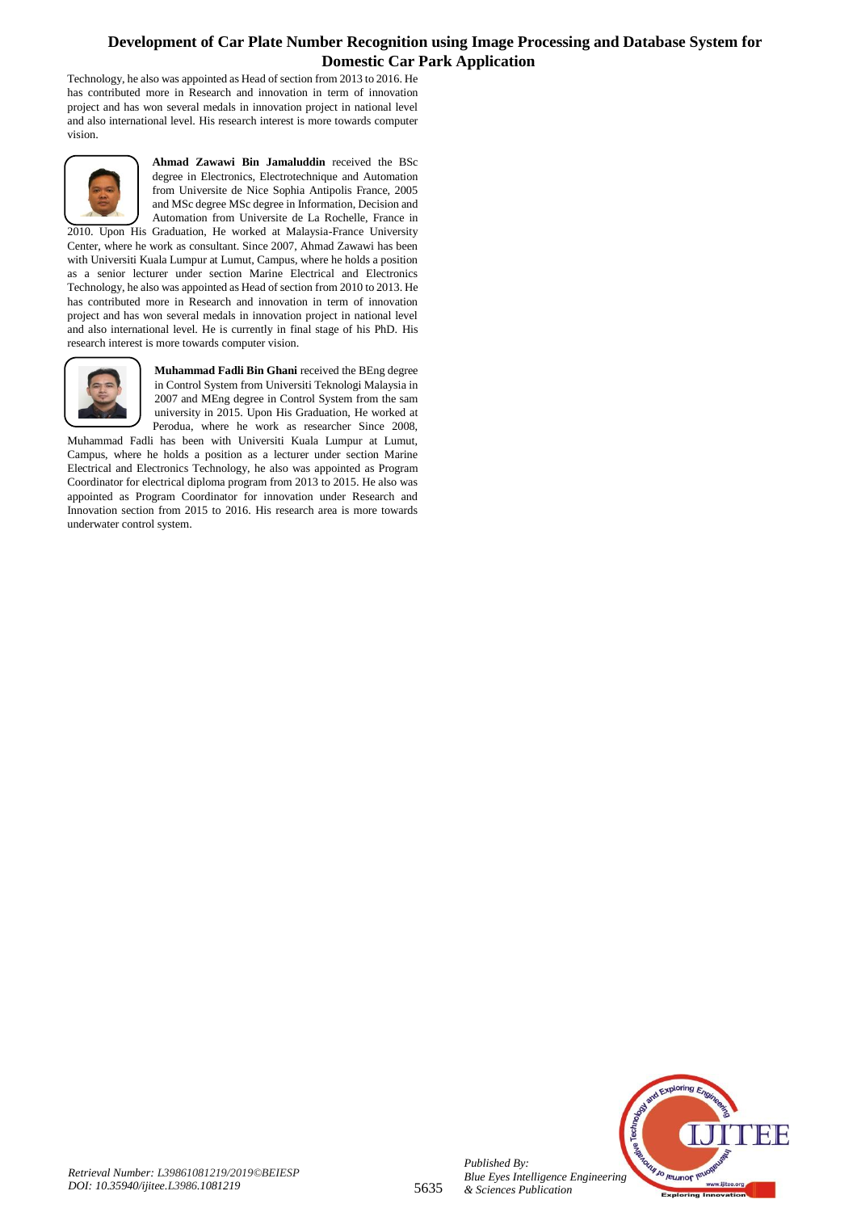Technology, he also was appointed as Head of section from 2013 to 2016. He has contributed more in Research and innovation in term of innovation project and has won several medals in innovation project in national level and also international level. His research interest is more towards computer vision.

**Ahmad Zawawi Bin Jamaluddin** received the BSc degree in Electronics, Electrotechnique and Automation from Universite de Nice Sophia Antipolis France, 2005 and MSc degree MSc degree in Information, Decision and Automation from Universite de La Rochelle, France in 2010. Upon His Graduation, He worked at Malaysia-France University Center, where he work as consultant. Since 2007, Ahmad Zawawi has been with Universiti Kuala Lumpur at Lumut, Campus, where he holds a position as a senior lecturer under section Marine Electrical and Electronics Technology, he also was appointed as Head of section from 2010 to 2013. He has contributed more in Research and innovation in term of innovation project and has won several medals in innovation project in national level and also international level. He is currently in final stage of his PhD. His research interest is more towards computer vision.

**Muhammad Fadli Bin Ghani** received the BEng degree in Control System from Universiti Teknologi Malaysia in 2007 and MEng degree in Control System from the sam university in 2015. Upon His Graduation, He worked at Perodua, where he work as researcher Since 2008, Muhammad Fadli has been with Universiti Kuala Lumpur at Lumut, Campus, where he holds a position as a lecturer under section Marine Electrical and Electronics Technology, he also was appointed as Program Coordinator for electrical diploma program from 2013 to 2015. He also was appointed as Program Coordinator for innovation under Research and Innovation section from 2015 to 2016. His research area is more towards underwater control system.